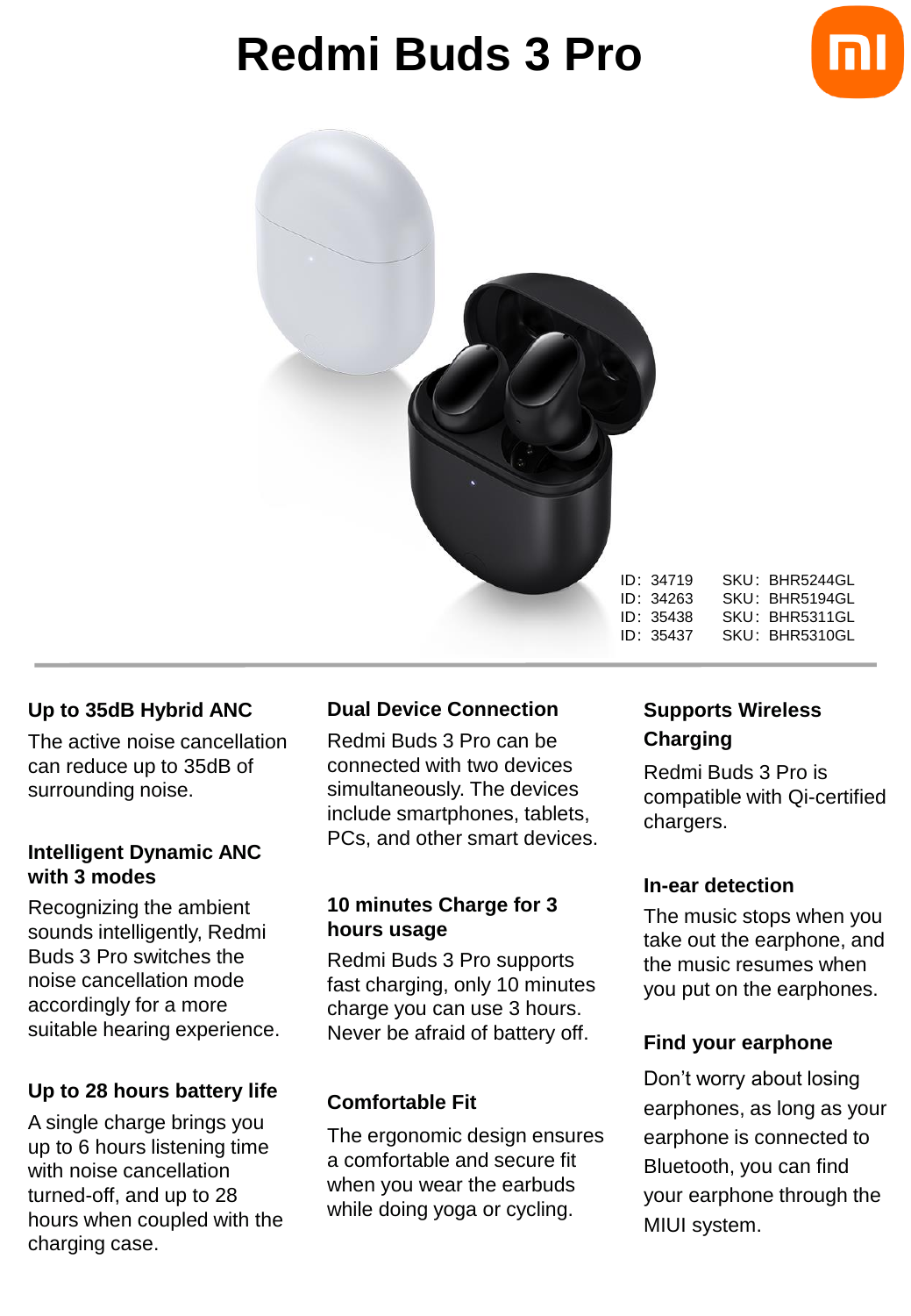# Redmi Buds 3 Pro

| ID | SKU |
| --- | --- |
| ID：34719 | SKU：BHR5244GL |
| ID：34263 | SKU：BHR5194GL |
| ID：35438 | SKU：BHR5311GL |
| ID：35437 | SKU：BHR5310GL |

### Up to 35dB Hybrid ANC

The active noise cancellation can reduce up to 35dB of surrounding noise.

### Intelligent Dynamic ANC with 3 modes

Recognizing the ambient sounds intelligently, Redmi Buds 3 Pro switches the noise cancellation mode accordingly for a more suitable hearing experience.

### Up to 28 hours battery life

A single charge brings you up to 6 hours listening time with noise cancellation turned-off, and up to 28 hours when coupled with the charging case.

### Dual Device Connection

Redmi Buds 3 Pro can be connected with two devices simultaneously. The devices include smartphones, tablets, PCs, and other smart devices.

### 10 minutes Charge for 3 hours usage

Redmi Buds 3 Pro supports fast charging, only 10 minutes charge you can use 3 hours. Never be afraid of battery off.

### Comfortable Fit

The ergonomic design ensures a comfortable and secure fit when you wear the earbuds while doing yoga or cycling.

### Supports Wireless Charging

Redmi Buds 3 Pro is compatible with Qi-certified chargers.

### In-ear detection

The music stops when you take out the earphone, and the music resumes when you put on the earphones.

### Find your earphone

Don't worry about losing earphones, as long as your earphone is connected to Bluetooth, you can find your earphone through the MIUI system.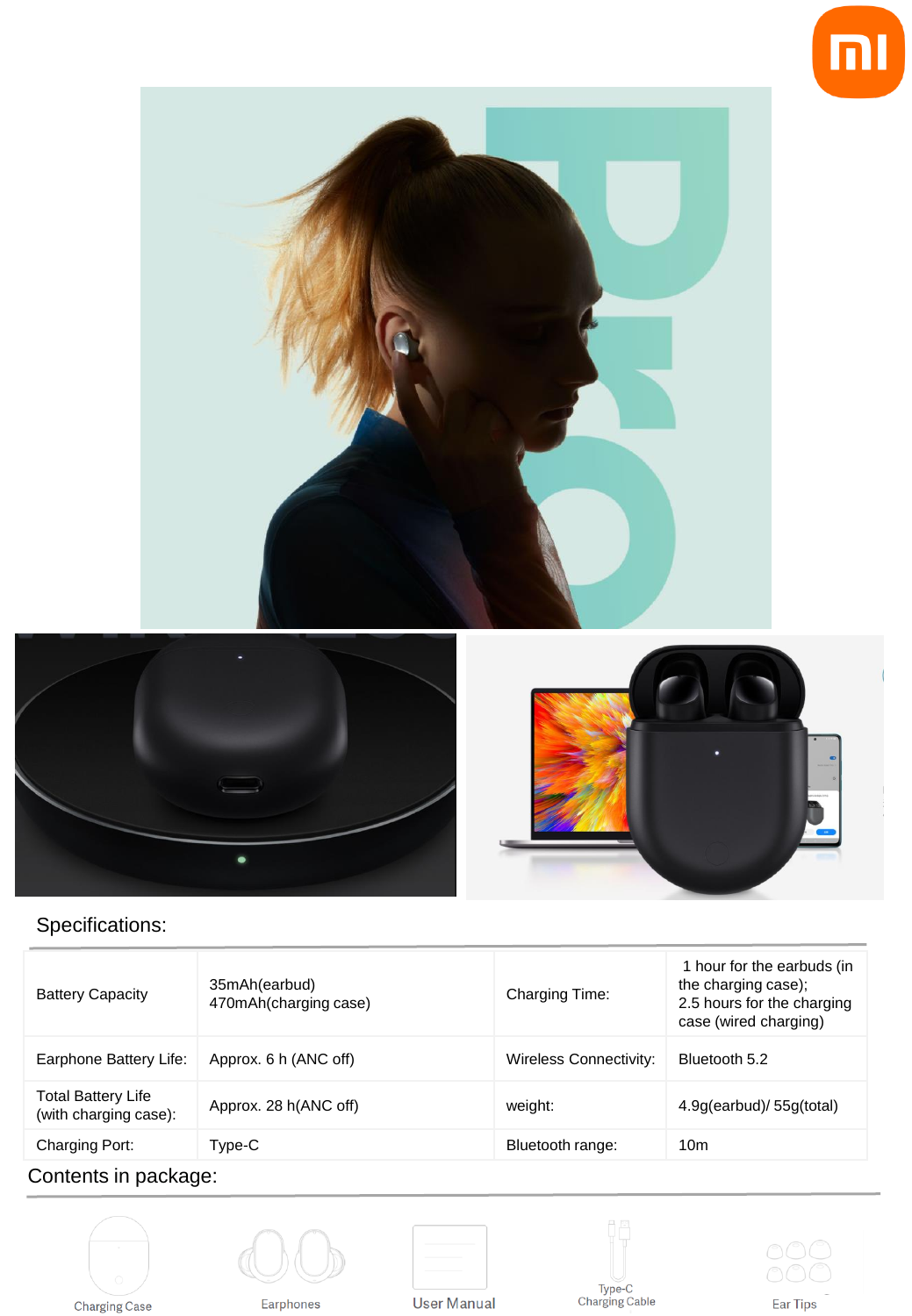## Specifications:

| | | | |
|---|---|---|---|
| Battery Capacity | 35mAh(earbud)<br>470mAh(charging case) | Charging Time: | 1 hour for the earbuds (in the charging case);<br>2.5 hours for the charging case (wired charging) |
| Earphone Battery Life: | Approx. 6 h (ANC off) | Wireless Connectivity: | Bluetooth 5.2 |
| Total Battery Life (with charging case): | Approx. 28 h(ANC off) | weight: | 4.9g(earbud)/ 55g(total) |
| Charging Port: | Type-C | Bluetooth range: | 10m |

## Contents in package:

Charging Case

Earphones

User Manual

Type-C Charging Cable

Ear Tips